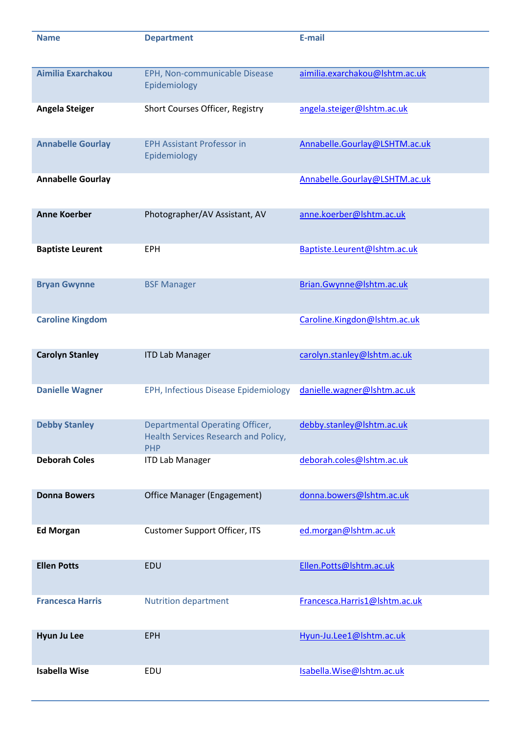| Name | Department | E-mail |
|---|---|---|
| **Aimilia Exarchakou** | EPH, Non-communicable Disease Epidemiology | aimilia.exarchakou@lshtm.ac.uk |
| **Angela Steiger** | Short Courses Officer, Registry | angela.steiger@lshtm.ac.uk |
| **Annabelle Gourlay** | EPH Assistant Professor in Epidemiology | Annabelle.Gourlay@LSHTM.ac.uk |
| **Annabelle Gourlay** | | Annabelle.Gourlay@LSHTM.ac.uk |
| **Anne Koerber** | Photographer/AV Assistant, AV | anne.koerber@lshtm.ac.uk |
| **Baptiste Leurent** | EPH | Baptiste.Leurent@lshtm.ac.uk |
| **Bryan Gwynne** | BSF Manager | Brian.Gwynne@lshtm.ac.uk |
| **Caroline Kingdom** | | Caroline.Kingdon@lshtm.ac.uk |
| **Carolyn Stanley** | ITD Lab Manager | carolyn.stanley@lshtm.ac.uk |
| **Danielle Wagner** | EPH, Infectious Disease Epidemiology | danielle.wagner@lshtm.ac.uk |
| **Debby Stanley** | Departmental Operating Officer, Health Services Research and Policy, PHP | debby.stanley@lshtm.ac.uk |
| **Deborah Coles** | ITD Lab Manager | deborah.coles@lshtm.ac.uk |
| **Donna Bowers** | Office Manager (Engagement) | donna.bowers@lshtm.ac.uk |
| **Ed Morgan** | Customer Support Officer, ITS | ed.morgan@lshtm.ac.uk |
| **Ellen Potts** | EDU | Ellen.Potts@lshtm.ac.uk |
| **Francesca Harris** | Nutrition department | Francesca.Harris1@lshtm.ac.uk |
| **Hyun Ju Lee** | EPH | Hyun-Ju.Lee1@lshtm.ac.uk |
| **Isabella Wise** | EDU | Isabella.Wise@lshtm.ac.uk |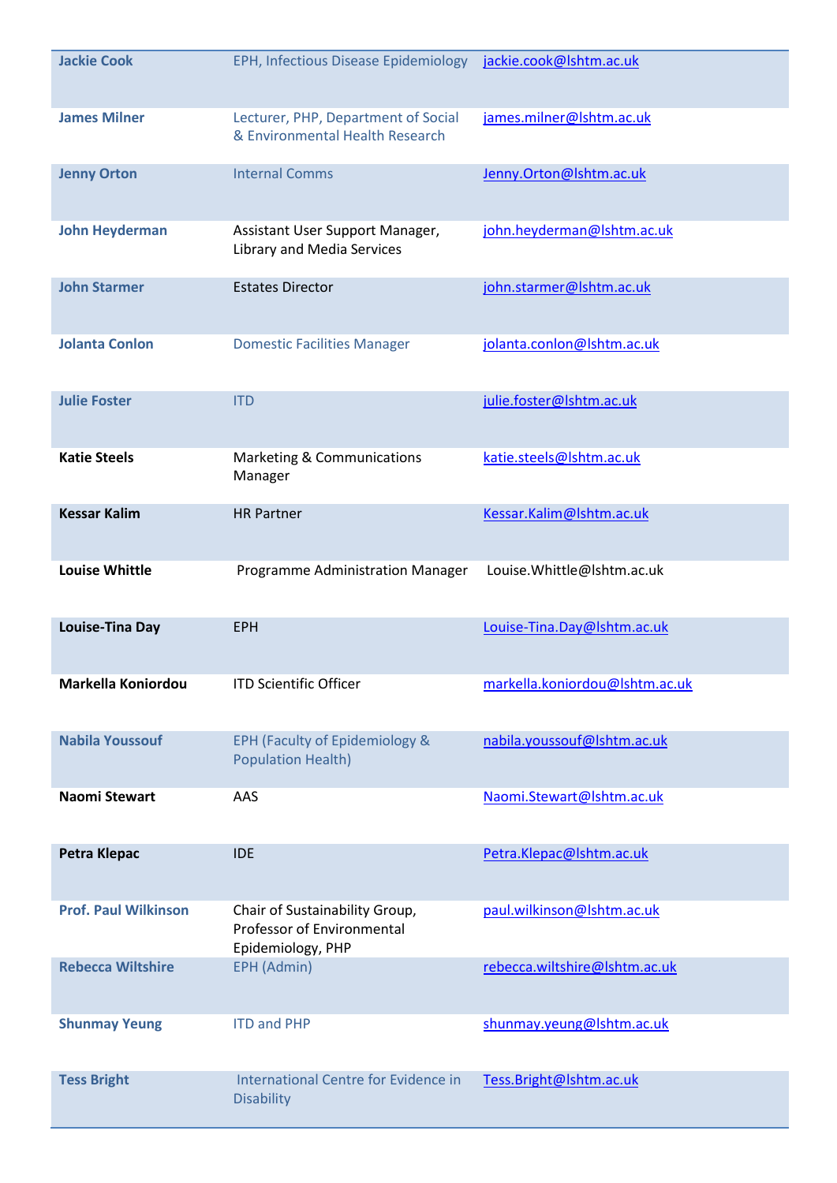| | | |
|---|---|---|
| Jackie Cook | EPH, Infectious Disease Epidemiology | jackie.cook@lshtm.ac.uk |
| James Milner | Lecturer, PHP, Department of Social & Environmental Health Research | james.milner@lshtm.ac.uk |
| Jenny Orton | Internal Comms | Jenny.Orton@lshtm.ac.uk |
| John Heyderman | Assistant User Support Manager, Library and Media Services | john.heyderman@lshtm.ac.uk |
| John Starmer | Estates Director | john.starmer@lshtm.ac.uk |
| Jolanta Conlon | Domestic Facilities Manager | jolanta.conlon@lshtm.ac.uk |
| Julie Foster | ITD | julie.foster@lshtm.ac.uk |
| **Katie Steels** | Marketing & Communications Manager | katie.steels@lshtm.ac.uk |
| **Kessar Kalim** | HR Partner | Kessar.Kalim@lshtm.ac.uk |
| **Louise Whittle** | Programme Administration Manager | Louise.Whittle@lshtm.ac.uk |
| **Louise-Tina Day** | EPH | Louise-Tina.Day@lshtm.ac.uk |
| **Markella Koniordou** | ITD Scientific Officer | markella.koniordou@lshtm.ac.uk |
| Nabila Youssouf | EPH (Faculty of Epidemiology & Population Health) | nabila.youssouf@lshtm.ac.uk |
| **Naomi Stewart** | AAS | Naomi.Stewart@lshtm.ac.uk |
| **Petra Klepac** | IDE | Petra.Klepac@lshtm.ac.uk |
| Prof. Paul Wilkinson | Chair of Sustainability Group, Professor of Environmental Epidemiology, PHP | paul.wilkinson@lshtm.ac.uk |
| Rebecca Wiltshire | EPH (Admin) | rebecca.wiltshire@lshtm.ac.uk |
| Shunmay Yeung | ITD and PHP | shunmay.yeung@lshtm.ac.uk |
| Tess Bright | International Centre for Evidence in Disability | Tess.Bright@lshtm.ac.uk |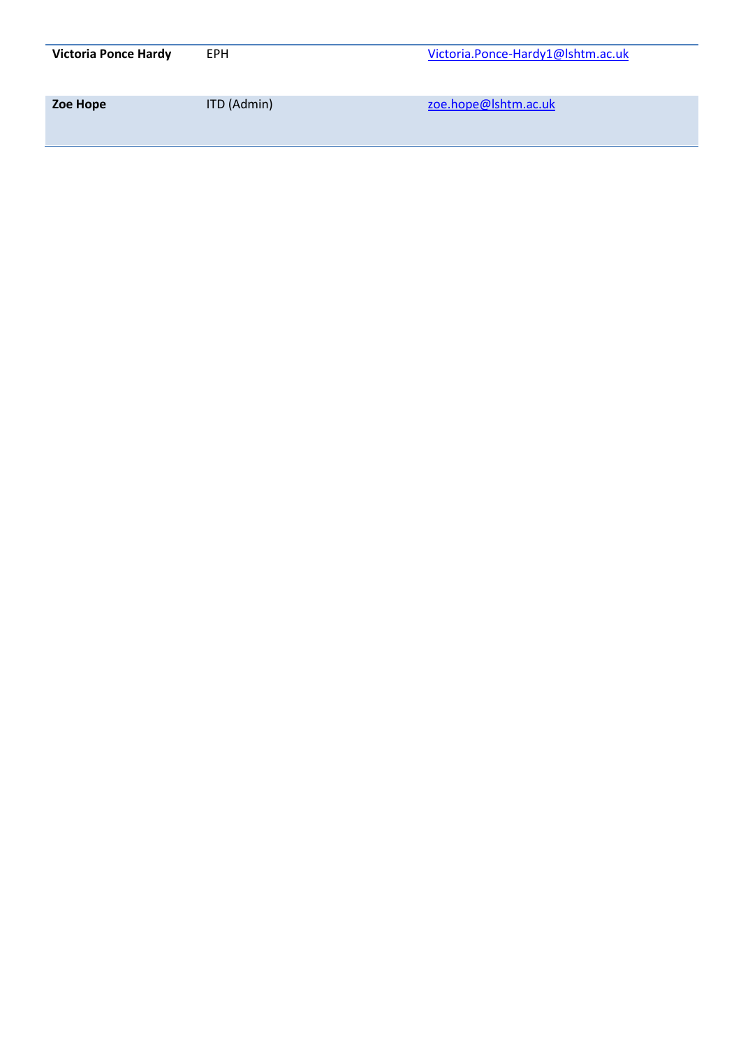| | | |
|---|---|---|
| **Victoria Ponce Hardy** | EPH | Victoria.Ponce-Hardy1@lshtm.ac.uk |
| **Zoe Hope** | ITD (Admin) | zoe.hope@lshtm.ac.uk |